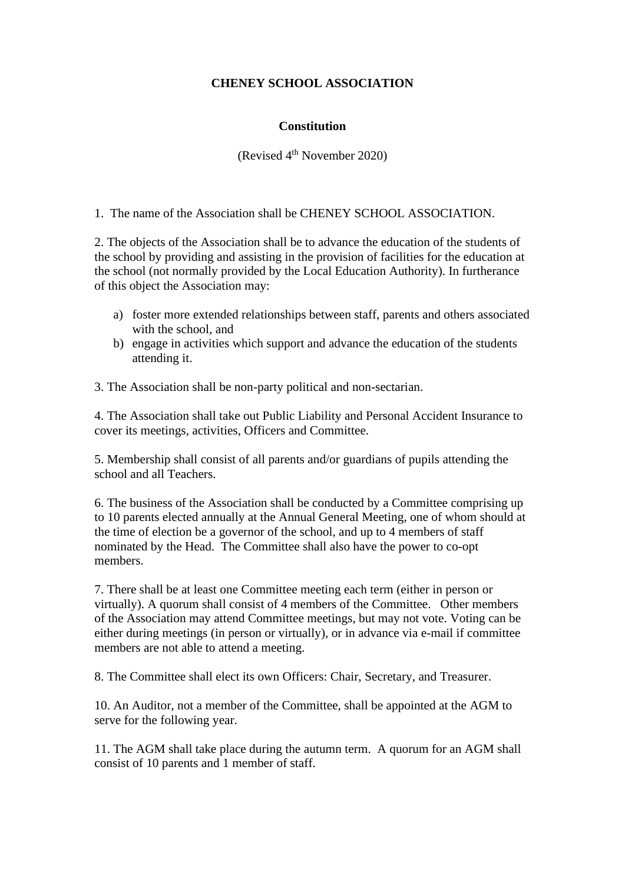# CHENEY SCHOOL ASSOCIATION

## Constitution

(Revised 4th November 2020)

1. The name of the Association shall be CHENEY SCHOOL ASSOCIATION.

2. The objects of the Association shall be to advance the education of the students of the school by providing and assisting in the provision of facilities for the education at the school (not normally provided by the Local Education Authority). In furtherance of this object the Association may:

   a) foster more extended relationships between staff, parents and others associated with the school, and
   b) engage in activities which support and advance the education of the students attending it.

3. The Association shall be non-party political and non-sectarian.

4. The Association shall take out Public Liability and Personal Accident Insurance to cover its meetings, activities, Officers and Committee.

5. Membership shall consist of all parents and/or guardians of pupils attending the school and all Teachers.

6. The business of the Association shall be conducted by a Committee comprising up to 10 parents elected annually at the Annual General Meeting, one of whom should at the time of election be a governor of the school, and up to 4 members of staff nominated by the Head. The Committee shall also have the power to co-opt members.

7. There shall be at least one Committee meeting each term (either in person or virtually). A quorum shall consist of 4 members of the Committee. Other members of the Association may attend Committee meetings, but may not vote. Voting can be either during meetings (in person or virtually), or in advance via e-mail if committee members are not able to attend a meeting.

8. The Committee shall elect its own Officers: Chair, Secretary, and Treasurer.

10. An Auditor, not a member of the Committee, shall be appointed at the AGM to serve for the following year.

11. The AGM shall take place during the autumn term. A quorum for an AGM shall consist of 10 parents and 1 member of staff.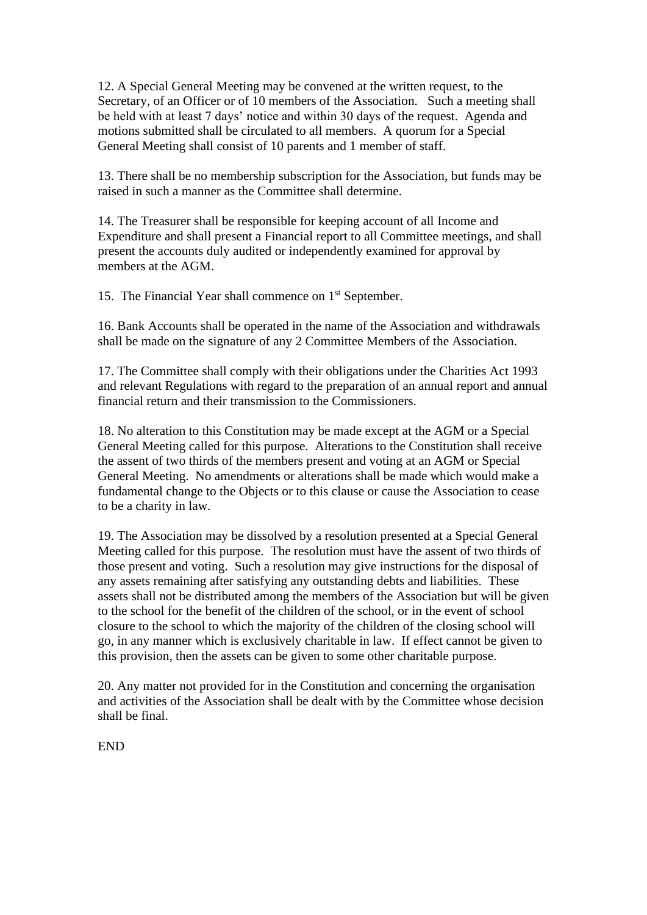12. A Special General Meeting may be convened at the written request, to the Secretary, of an Officer or of 10 members of the Association. Such a meeting shall be held with at least 7 days' notice and within 30 days of the request. Agenda and motions submitted shall be circulated to all members. A quorum for a Special General Meeting shall consist of 10 parents and 1 member of staff.

13. There shall be no membership subscription for the Association, but funds may be raised in such a manner as the Committee shall determine.

14. The Treasurer shall be responsible for keeping account of all Income and Expenditure and shall present a Financial report to all Committee meetings, and shall present the accounts duly audited or independently examined for approval by members at the AGM.

15. The Financial Year shall commence on 1st September.

16. Bank Accounts shall be operated in the name of the Association and withdrawals shall be made on the signature of any 2 Committee Members of the Association.

17. The Committee shall comply with their obligations under the Charities Act 1993 and relevant Regulations with regard to the preparation of an annual report and annual financial return and their transmission to the Commissioners.

18. No alteration to this Constitution may be made except at the AGM or a Special General Meeting called for this purpose. Alterations to the Constitution shall receive the assent of two thirds of the members present and voting at an AGM or Special General Meeting. No amendments or alterations shall be made which would make a fundamental change to the Objects or to this clause or cause the Association to cease to be a charity in law.

19. The Association may be dissolved by a resolution presented at a Special General Meeting called for this purpose. The resolution must have the assent of two thirds of those present and voting. Such a resolution may give instructions for the disposal of any assets remaining after satisfying any outstanding debts and liabilities. These assets shall not be distributed among the members of the Association but will be given to the school for the benefit of the children of the school, or in the event of school closure to the school to which the majority of the children of the closing school will go, in any manner which is exclusively charitable in law. If effect cannot be given to this provision, then the assets can be given to some other charitable purpose.

20. Any matter not provided for in the Constitution and concerning the organisation and activities of the Association shall be dealt with by the Committee whose decision shall be final.

END